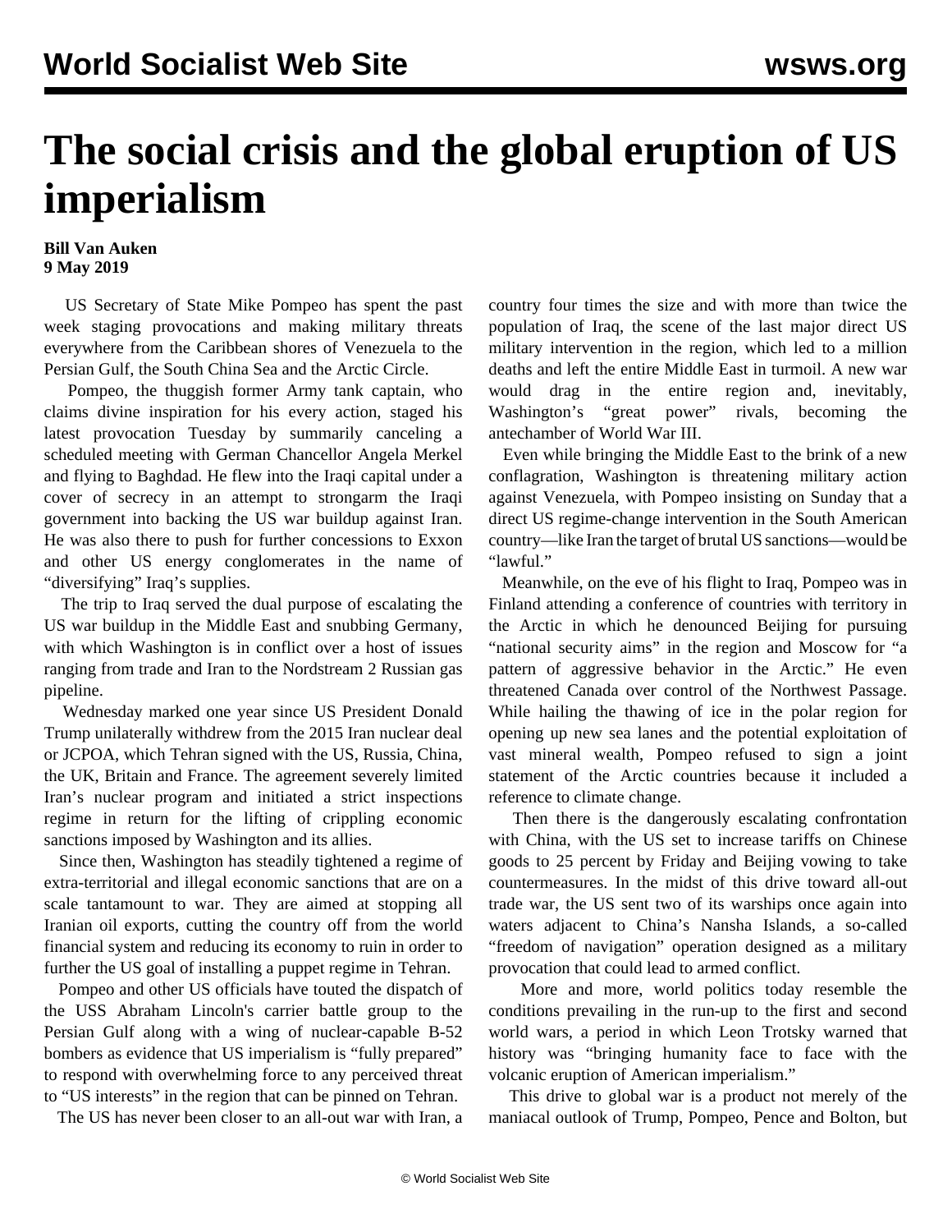# The social crisis and the global eruption of US imperialism

**Bill Van Auken**
**9 May 2019**

US Secretary of State Mike Pompeo has spent the past week staging provocations and making military threats everywhere from the Caribbean shores of Venezuela to the Persian Gulf, the South China Sea and the Arctic Circle.

Pompeo, the thuggish former Army tank captain, who claims divine inspiration for his every action, staged his latest provocation Tuesday by summarily canceling a scheduled meeting with German Chancellor Angela Merkel and flying to Baghdad. He flew into the Iraqi capital under a cover of secrecy in an attempt to strongarm the Iraqi government into backing the US war buildup against Iran. He was also there to push for further concessions to Exxon and other US energy conglomerates in the name of "diversifying" Iraq's supplies.

The trip to Iraq served the dual purpose of escalating the US war buildup in the Middle East and snubbing Germany, with which Washington is in conflict over a host of issues ranging from trade and Iran to the Nordstream 2 Russian gas pipeline.

Wednesday marked one year since US President Donald Trump unilaterally withdrew from the 2015 Iran nuclear deal or JCPOA, which Tehran signed with the US, Russia, China, the UK, Britain and France. The agreement severely limited Iran's nuclear program and initiated a strict inspections regime in return for the lifting of crippling economic sanctions imposed by Washington and its allies.

Since then, Washington has steadily tightened a regime of extra-territorial and illegal economic sanctions that are on a scale tantamount to war. They are aimed at stopping all Iranian oil exports, cutting the country off from the world financial system and reducing its economy to ruin in order to further the US goal of installing a puppet regime in Tehran.

Pompeo and other US officials have touted the dispatch of the USS Abraham Lincoln's carrier battle group to the Persian Gulf along with a wing of nuclear-capable B-52 bombers as evidence that US imperialism is "fully prepared" to respond with overwhelming force to any perceived threat to "US interests" in the region that can be pinned on Tehran.

The US has never been closer to an all-out war with Iran, a country four times the size and with more than twice the population of Iraq, the scene of the last major direct US military intervention in the region, which led to a million deaths and left the entire Middle East in turmoil. A new war would drag in the entire region and, inevitably, Washington's "great power" rivals, becoming the antechamber of World War III.

Even while bringing the Middle East to the brink of a new conflagration, Washington is threatening military action against Venezuela, with Pompeo insisting on Sunday that a direct US regime-change intervention in the South American country—like Iran the target of brutal US sanctions—would be "lawful."

Meanwhile, on the eve of his flight to Iraq, Pompeo was in Finland attending a conference of countries with territory in the Arctic in which he denounced Beijing for pursuing "national security aims" in the region and Moscow for "a pattern of aggressive behavior in the Arctic." He even threatened Canada over control of the Northwest Passage. While hailing the thawing of ice in the polar region for opening up new sea lanes and the potential exploitation of vast mineral wealth, Pompeo refused to sign a joint statement of the Arctic countries because it included a reference to climate change.

Then there is the dangerously escalating confrontation with China, with the US set to increase tariffs on Chinese goods to 25 percent by Friday and Beijing vowing to take countermeasures. In the midst of this drive toward all-out trade war, the US sent two of its warships once again into waters adjacent to China's Nansha Islands, a so-called "freedom of navigation" operation designed as a military provocation that could lead to armed conflict.

More and more, world politics today resemble the conditions prevailing in the run-up to the first and second world wars, a period in which Leon Trotsky warned that history was "bringing humanity face to face with the volcanic eruption of American imperialism."

This drive to global war is a product not merely of the maniacal outlook of Trump, Pompeo, Pence and Bolton, but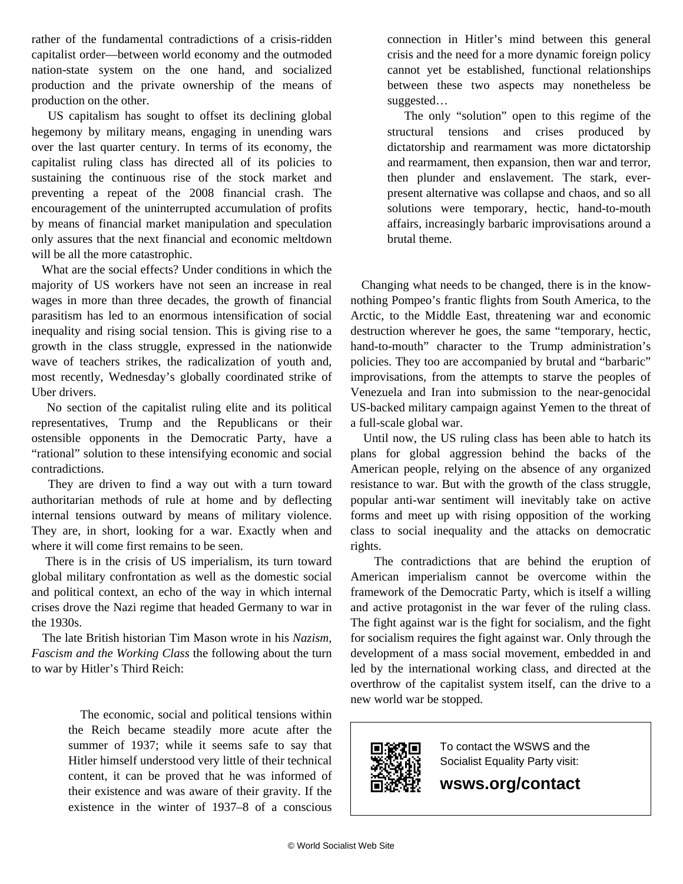rather of the fundamental contradictions of a crisis-ridden capitalist order—between world economy and the outmoded nation-state system on the one hand, and socialized production and the private ownership of the means of production on the other.

US capitalism has sought to offset its declining global hegemony by military means, engaging in unending wars over the last quarter century. In terms of its economy, the capitalist ruling class has directed all of its policies to sustaining the continuous rise of the stock market and preventing a repeat of the 2008 financial crash. The encouragement of the uninterrupted accumulation of profits by means of financial market manipulation and speculation only assures that the next financial and economic meltdown will be all the more catastrophic.

What are the social effects? Under conditions in which the majority of US workers have not seen an increase in real wages in more than three decades, the growth of financial parasitism has led to an enormous intensification of social inequality and rising social tension. This is giving rise to a growth in the class struggle, expressed in the nationwide wave of teachers strikes, the radicalization of youth and, most recently, Wednesday's globally coordinated strike of Uber drivers.

No section of the capitalist ruling elite and its political representatives, Trump and the Republicans or their ostensible opponents in the Democratic Party, have a "rational" solution to these intensifying economic and social contradictions.

They are driven to find a way out with a turn toward authoritarian methods of rule at home and by deflecting internal tensions outward by means of military violence. They are, in short, looking for a war. Exactly when and where it will come first remains to be seen.

There is in the crisis of US imperialism, its turn toward global military confrontation as well as the domestic social and political context, an echo of the way in which internal crises drove the Nazi regime that headed Germany to war in the 1930s.

The late British historian Tim Mason wrote in his *Nazism, Fascism and the Working Class* the following about the turn to war by Hitler's Third Reich:

> The economic, social and political tensions within the Reich became steadily more acute after the summer of 1937; while it seems safe to say that Hitler himself understood very little of their technical content, it can be proved that he was informed of their existence and was aware of their gravity. If the existence in the winter of 1937–8 of a conscious connection in Hitler's mind between this general crisis and the need for a more dynamic foreign policy cannot yet be established, functional relationships between these two aspects may nonetheless be suggested…
>
> The only "solution" open to this regime of the structural tensions and crises produced by dictatorship and rearmament was more dictatorship and rearmament, then expansion, then war and terror, then plunder and enslavement. The stark, ever-present alternative was collapse and chaos, and so all solutions were temporary, hectic, hand-to-mouth affairs, increasingly barbaric improvisations around a brutal theme.

Changing what needs to be changed, there is in the know-nothing Pompeo's frantic flights from South America, to the Arctic, to the Middle East, threatening war and economic destruction wherever he goes, the same "temporary, hectic, hand-to-mouth" character to the Trump administration's policies. They too are accompanied by brutal and "barbaric" improvisations, from the attempts to starve the peoples of Venezuela and Iran into submission to the near-genocidal US-backed military campaign against Yemen to the threat of a full-scale global war.

Until now, the US ruling class has been able to hatch its plans for global aggression behind the backs of the American people, relying on the absence of any organized resistance to war. But with the growth of the class struggle, popular anti-war sentiment will inevitably take on active forms and meet up with rising opposition of the working class to social inequality and the attacks on democratic rights.

The contradictions that are behind the eruption of American imperialism cannot be overcome within the framework of the Democratic Party, which is itself a willing and active protagonist in the war fever of the ruling class. The fight against war is the fight for socialism, and the fight for socialism requires the fight against war. Only through the development of a mass social movement, embedded in and led by the international working class, and directed at the overthrow of the capitalist system itself, can the drive to a new world war be stopped.

To contact the WSWS and the Socialist Equality Party visit:

**wsws.org/contact**